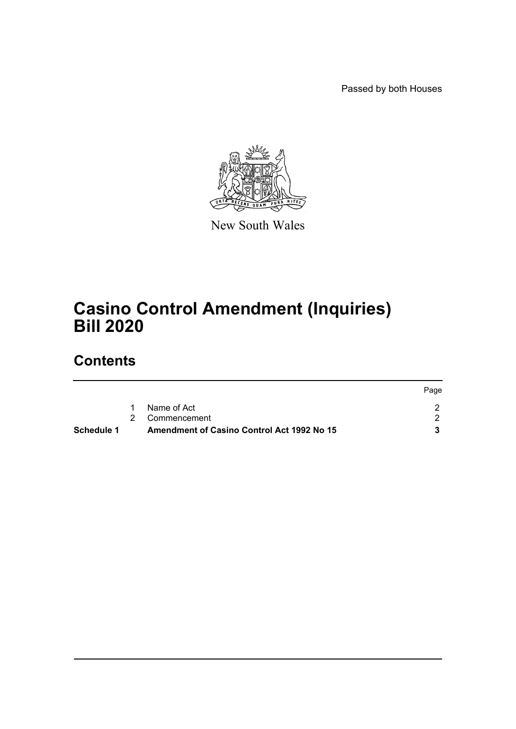Passed by both Houses

New South Wales

# Casino Control Amendment (Inquiries) Bill 2020

## Contents

| | | | Page |
|---|---|---|---|
| | 1 | Name of Act | 2 |
| | 2 | Commencement | 2 |
| **Schedule 1** | | **Amendment of Casino Control Act 1992 No 15** | **3** |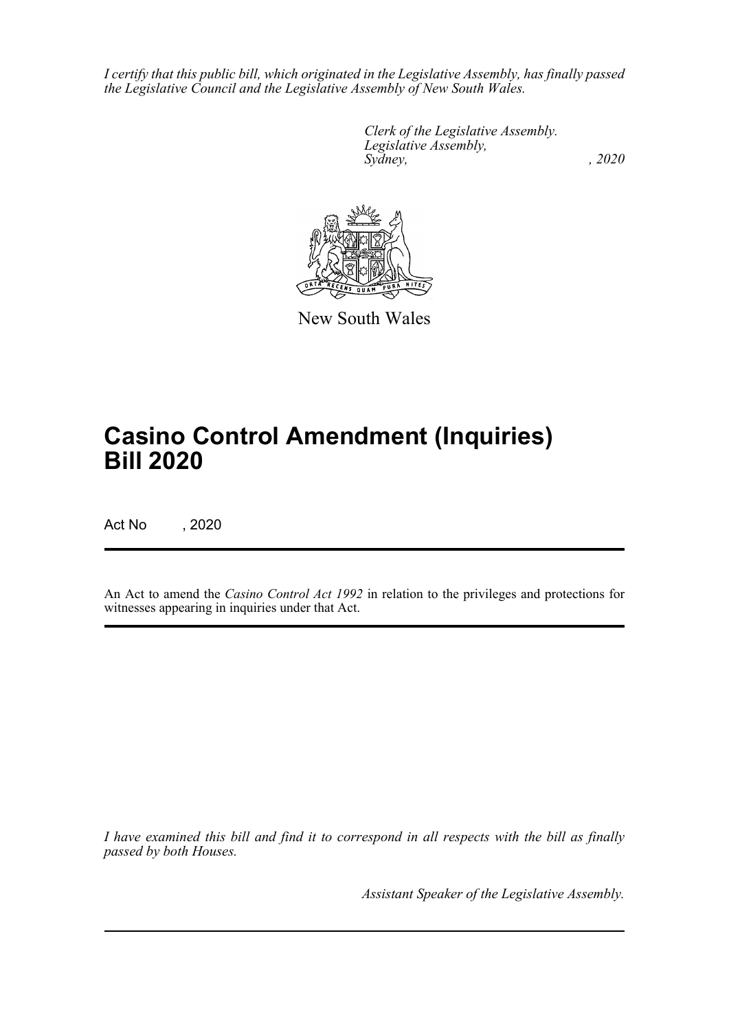*I certify that this public bill, which originated in the Legislative Assembly, has finally passed the Legislative Council and the Legislative Assembly of New South Wales.*

*Clerk of the Legislative Assembly.*
*Legislative Assembly,*
*Sydney, , 2020*

New South Wales

# Casino Control Amendment (Inquiries) Bill 2020

Act No , 2020

An Act to amend the *Casino Control Act 1992* in relation to the privileges and protections for witnesses appearing in inquiries under that Act.

*I have examined this bill and find it to correspond in all respects with the bill as finally passed by both Houses.*

*Assistant Speaker of the Legislative Assembly.*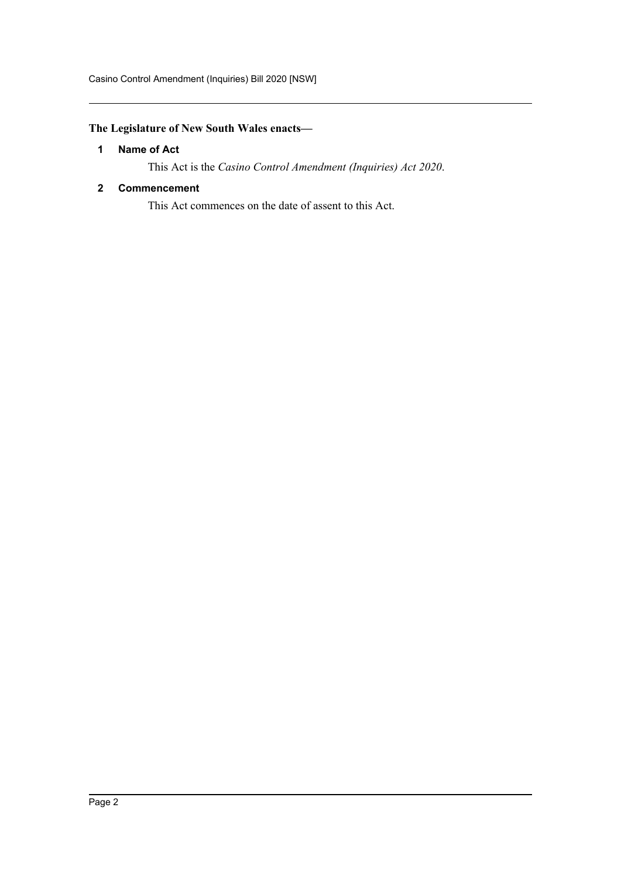**The Legislature of New South Wales enacts—**

### 1 Name of Act

This Act is the *Casino Control Amendment (Inquiries) Act 2020*.

### 2 Commencement

This Act commences on the date of assent to this Act.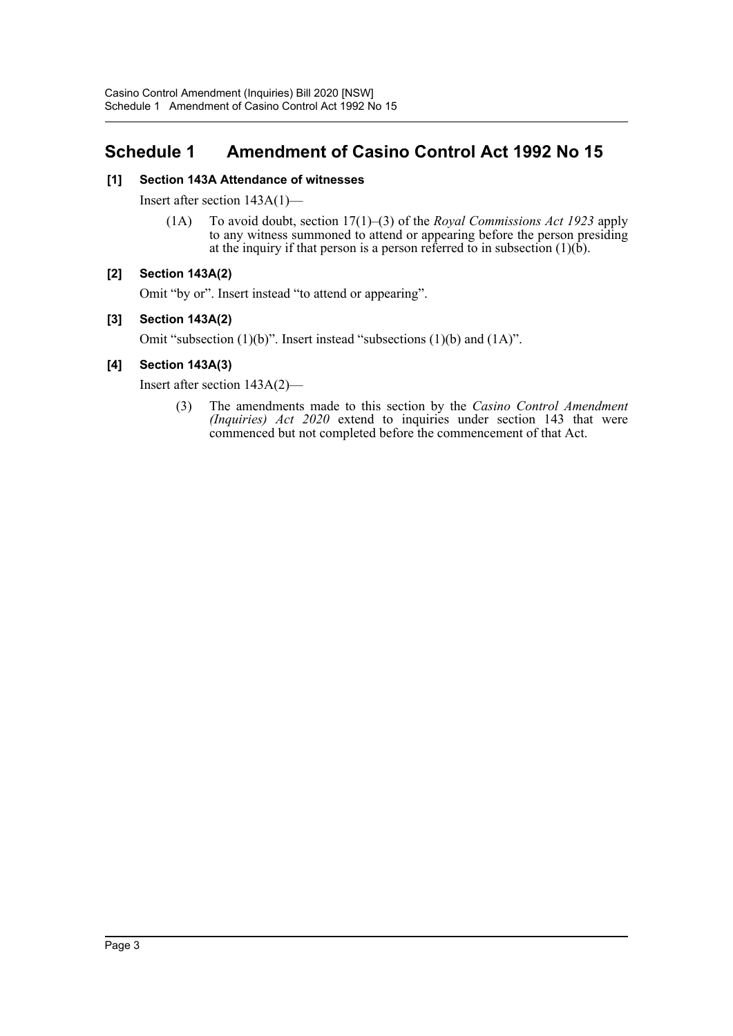# Schedule 1 Amendment of Casino Control Act 1992 No 15

**[1] Section 143A Attendance of witnesses**

Insert after section 143A(1)—

(1A) To avoid doubt, section 17(1)–(3) of the *Royal Commissions Act 1923* apply to any witness summoned to attend or appearing before the person presiding at the inquiry if that person is a person referred to in subsection (1)(b).

**[2] Section 143A(2)**

Omit "by or". Insert instead "to attend or appearing".

**[3] Section 143A(2)**

Omit "subsection (1)(b)". Insert instead "subsections (1)(b) and (1A)".

**[4] Section 143A(3)**

Insert after section 143A(2)—

(3) The amendments made to this section by the *Casino Control Amendment (Inquiries) Act 2020* extend to inquiries under section 143 that were commenced but not completed before the commencement of that Act.